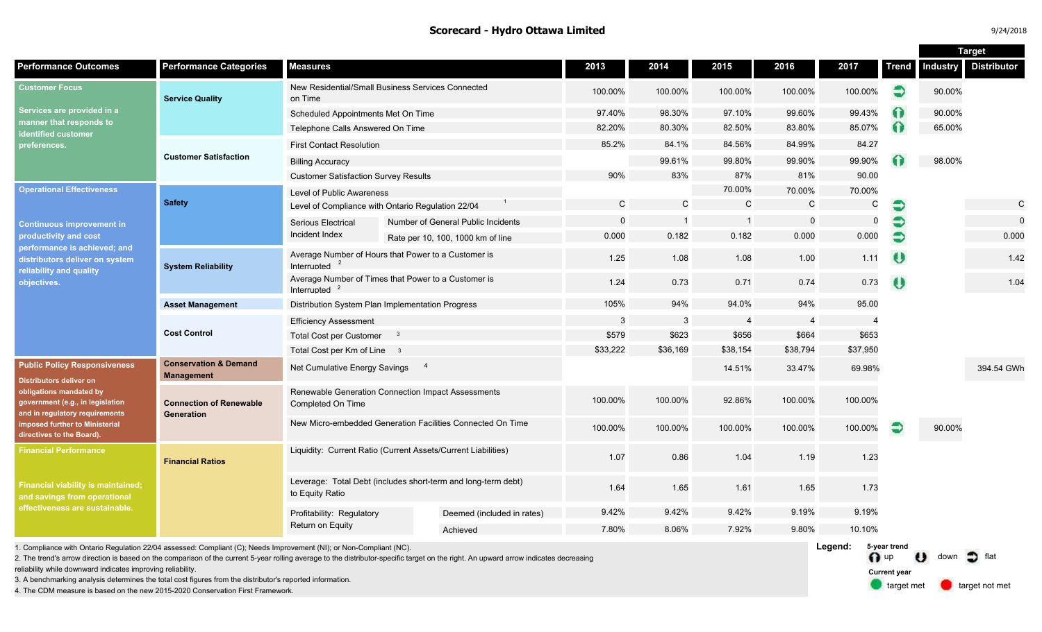# Scorecard - Hydro Ottawa Limited

9/24/2018

| Performance Outcomes | Performance Categories | Measures | | 2013 | 2014 | 2015 | 2016 | 2017 | Trend | Target Industry | Target Distributor |
|---|---|---|---|---|---|---|---|---|---|---|---|
| **Customer Focus** Services are provided in a manner that responds to identified customer preferences. | Service Quality | New Residential/Small Business Services Connected on Time | | 100.00% | 100.00% | 100.00% | 100.00% | 100.00% | flat | 90.00% | |
| | | Scheduled Appointments Met On Time | | 97.40% | 98.30% | 97.10% | 99.60% | 99.43% | up | 90.00% | |
| | | Telephone Calls Answered On Time | | 82.20% | 80.30% | 82.50% | 83.80% | 85.07% | up | 65.00% | |
| | Customer Satisfaction | First Contact Resolution | | 85.2% | 84.1% | 84.56% | 84.99% | 84.27 | | | |
| | | Billing Accuracy | | | 99.61% | 99.80% | 99.90% | 99.90% | up | 98.00% | |
| | | Customer Satisfaction Survey Results | | 90% | 83% | 87% | 81% | 90.00 | | | |
| **Operational Effectiveness** Continuous improvement in productivity and cost performance is achieved; and distributors deliver on system reliability and quality objectives. | Safety | Level of Public Awareness | | | | 70.00% | 70.00% | 70.00% | | | |
| | | Level of Compliance with Ontario Regulation 22/04 [1] | | C | C | C | C | C | flat | | C |
| | | Serious Electrical Incident Index | Number of General Public Incidents | 0 | 1 | 1 | 0 | 0 | flat | | 0 |
| | | | Rate per 10, 100, 1000 km of line | 0.000 | 0.182 | 0.182 | 0.000 | 0.000 | flat | | 0.000 |
| | System Reliability | Average Number of Hours that Power to a Customer is Interrupted [2] | | 1.25 | 1.08 | 1.08 | 1.00 | 1.11 | down | | 1.42 |
| | | Average Number of Times that Power to a Customer is Interrupted [2] | | 1.24 | 0.73 | 0.71 | 0.74 | 0.73 | down | | 1.04 |
| | Asset Management | Distribution System Plan Implementation Progress | | 105% | 94% | 94.0% | 94% | 95.00 | | | |
| | Cost Control | Efficiency Assessment | | 3 | 3 | 4 | 4 | 4 | | | |
| | | Total Cost per Customer [3] | | $579 | $623 | $656 | $664 | $653 | | | |
| | | Total Cost per Km of Line [3] | | $33,222 | $36,169 | $38,154 | $38,794 | $37,950 | | | |
| **Public Policy Responsiveness** Distributors deliver on obligations mandated by government (e.g., in legislation and in regulatory requirements imposed further to Ministerial directives to the Board). | Conservation & Demand Management | Net Cumulative Energy Savings [4] | | | | 14.51% | 33.47% | 69.98% | | | 394.54 GWh |
| | Connection of Renewable Generation | Renewable Generation Connection Impact Assessments Completed On Time | | 100.00% | 100.00% | 92.86% | 100.00% | 100.00% | | | |
| | | New Micro-embedded Generation Facilities Connected On Time | | 100.00% | 100.00% | 100.00% | 100.00% | 100.00% | flat | 90.00% | |
| **Financial Performance** Financial viability is maintained; and savings from operational effectiveness are sustainable. | Financial Ratios | Liquidity: Current Ratio (Current Assets/Current Liabilities) | | 1.07 | 0.86 | 1.04 | 1.19 | 1.23 | | | |
| | | Leverage: Total Debt (includes short-term and long-term debt) to Equity Ratio | | 1.64 | 1.65 | 1.61 | 1.65 | 1.73 | | | |
| | | Profitability: Regulatory Return on Equity | Deemed (included in rates) | 9.42% | 9.42% | 9.42% | 9.19% | 9.19% | | | |
| | | | Achieved | 7.80% | 8.06% | 7.92% | 9.80% | 10.10% | | | |

1. Compliance with Ontario Regulation 22/04 assessed: Compliant (C); Needs Improvement (NI); or Non-Compliant (NC).
2. The trend's arrow direction is based on the comparison of the current 5-year rolling average to the distributor-specific target on the right. An upward arrow indicates decreasing reliability while downward indicates improving reliability.
3. A benchmarking analysis determines the total cost figures from the distributor's reported information.
4. The CDM measure is based on the new 2015-2020 Conservation First Framework.

**Legend:**
5-year trend: up, down, flat
Current year: target met, target not met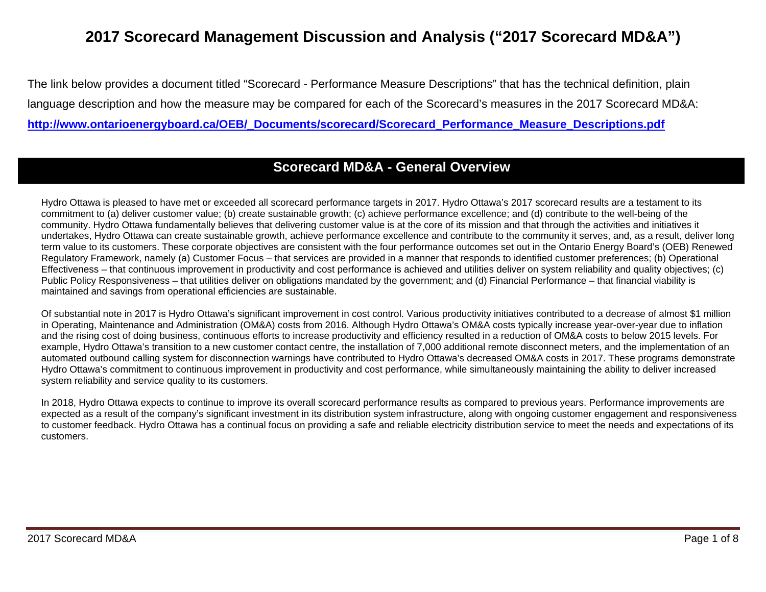# 2017 Scorecard Management Discussion and Analysis ("2017 Scorecard MD&A")

The link below provides a document titled "Scorecard - Performance Measure Descriptions" that has the technical definition, plain language description and how the measure may be compared for each of the Scorecard's measures in the 2017 Scorecard MD&A: **http://www.ontarioenergyboard.ca/OEB/_Documents/scorecard/Scorecard_Performance_Measure_Descriptions.pdf**

## Scorecard MD&A - General Overview

Hydro Ottawa is pleased to have met or exceeded all scorecard performance targets in 2017. Hydro Ottawa's 2017 scorecard results are a testament to its commitment to (a) deliver customer value; (b) create sustainable growth; (c) achieve performance excellence; and (d) contribute to the well-being of the community. Hydro Ottawa fundamentally believes that delivering customer value is at the core of its mission and that through the activities and initiatives it undertakes, Hydro Ottawa can create sustainable growth, achieve performance excellence and contribute to the community it serves, and, as a result, deliver long term value to its customers. These corporate objectives are consistent with the four performance outcomes set out in the Ontario Energy Board's (OEB) Renewed Regulatory Framework, namely (a) Customer Focus – that services are provided in a manner that responds to identified customer preferences; (b) Operational Effectiveness – that continuous improvement in productivity and cost performance is achieved and utilities deliver on system reliability and quality objectives; (c) Public Policy Responsiveness – that utilities deliver on obligations mandated by the government; and (d) Financial Performance – that financial viability is maintained and savings from operational efficiencies are sustainable.

Of substantial note in 2017 is Hydro Ottawa's significant improvement in cost control. Various productivity initiatives contributed to a decrease of almost $1 million in Operating, Maintenance and Administration (OM&A) costs from 2016. Although Hydro Ottawa's OM&A costs typically increase year-over-year due to inflation and the rising cost of doing business, continuous efforts to increase productivity and efficiency resulted in a reduction of OM&A costs to below 2015 levels. For example, Hydro Ottawa's transition to a new customer contact centre, the installation of 7,000 additional remote disconnect meters, and the implementation of an automated outbound calling system for disconnection warnings have contributed to Hydro Ottawa's decreased OM&A costs in 2017. These programs demonstrate Hydro Ottawa's commitment to continuous improvement in productivity and cost performance, while simultaneously maintaining the ability to deliver increased system reliability and service quality to its customers.

In 2018, Hydro Ottawa expects to continue to improve its overall scorecard performance results as compared to previous years. Performance improvements are expected as a result of the company's significant investment in its distribution system infrastructure, along with ongoing customer engagement and responsiveness to customer feedback. Hydro Ottawa has a continual focus on providing a safe and reliable electricity distribution service to meet the needs and expectations of its customers.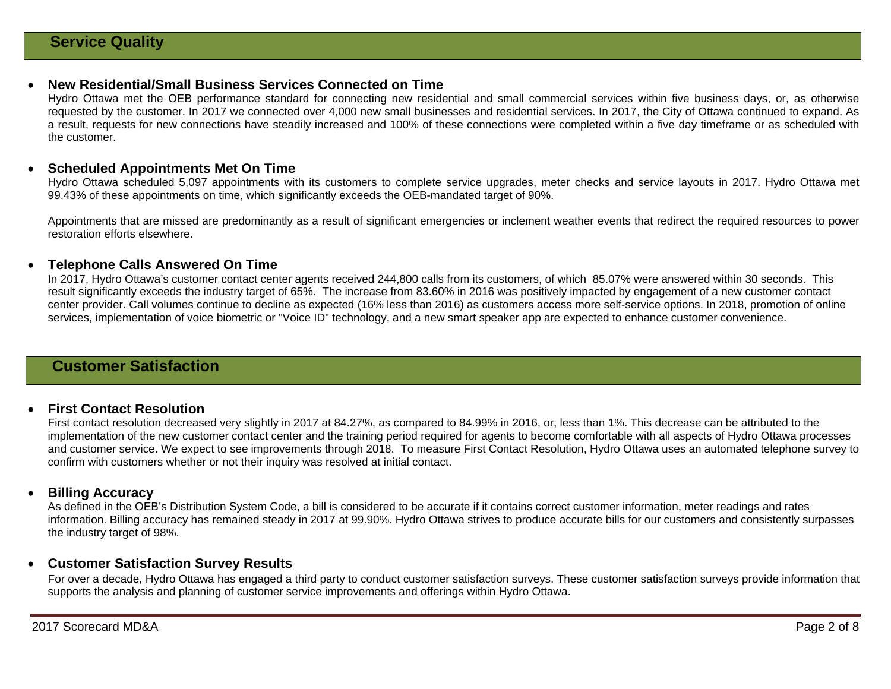## Service Quality

- **New Residential/Small Business Services Connected on Time**

  Hydro Ottawa met the OEB performance standard for connecting new residential and small commercial services within five business days, or, as otherwise requested by the customer. In 2017 we connected over 4,000 new small businesses and residential services. In 2017, the City of Ottawa continued to expand. As a result, requests for new connections have steadily increased and 100% of these connections were completed within a five day timeframe or as scheduled with the customer.

- **Scheduled Appointments Met On Time**

  Hydro Ottawa scheduled 5,097 appointments with its customers to complete service upgrades, meter checks and service layouts in 2017. Hydro Ottawa met 99.43% of these appointments on time, which significantly exceeds the OEB-mandated target of 90%.

  Appointments that are missed are predominantly as a result of significant emergencies or inclement weather events that redirect the required resources to power restoration efforts elsewhere.

- **Telephone Calls Answered On Time**

  In 2017, Hydro Ottawa's customer contact center agents received 244,800 calls from its customers, of which 85.07% were answered within 30 seconds. This result significantly exceeds the industry target of 65%. The increase from 83.60% in 2016 was positively impacted by engagement of a new customer contact center provider. Call volumes continue to decline as expected (16% less than 2016) as customers access more self-service options. In 2018, promotion of online services, implementation of voice biometric or "Voice ID" technology, and a new smart speaker app are expected to enhance customer convenience.

## Customer Satisfaction

- **First Contact Resolution**

  First contact resolution decreased very slightly in 2017 at 84.27%, as compared to 84.99% in 2016, or, less than 1%. This decrease can be attributed to the implementation of the new customer contact center and the training period required for agents to become comfortable with all aspects of Hydro Ottawa processes and customer service. We expect to see improvements through 2018. To measure First Contact Resolution, Hydro Ottawa uses an automated telephone survey to confirm with customers whether or not their inquiry was resolved at initial contact.

- **Billing Accuracy**

  As defined in the OEB's Distribution System Code, a bill is considered to be accurate if it contains correct customer information, meter readings and rates information. Billing accuracy has remained steady in 2017 at 99.90%. Hydro Ottawa strives to produce accurate bills for our customers and consistently surpasses the industry target of 98%.

- **Customer Satisfaction Survey Results**

  For over a decade, Hydro Ottawa has engaged a third party to conduct customer satisfaction surveys. These customer satisfaction surveys provide information that supports the analysis and planning of customer service improvements and offerings within Hydro Ottawa.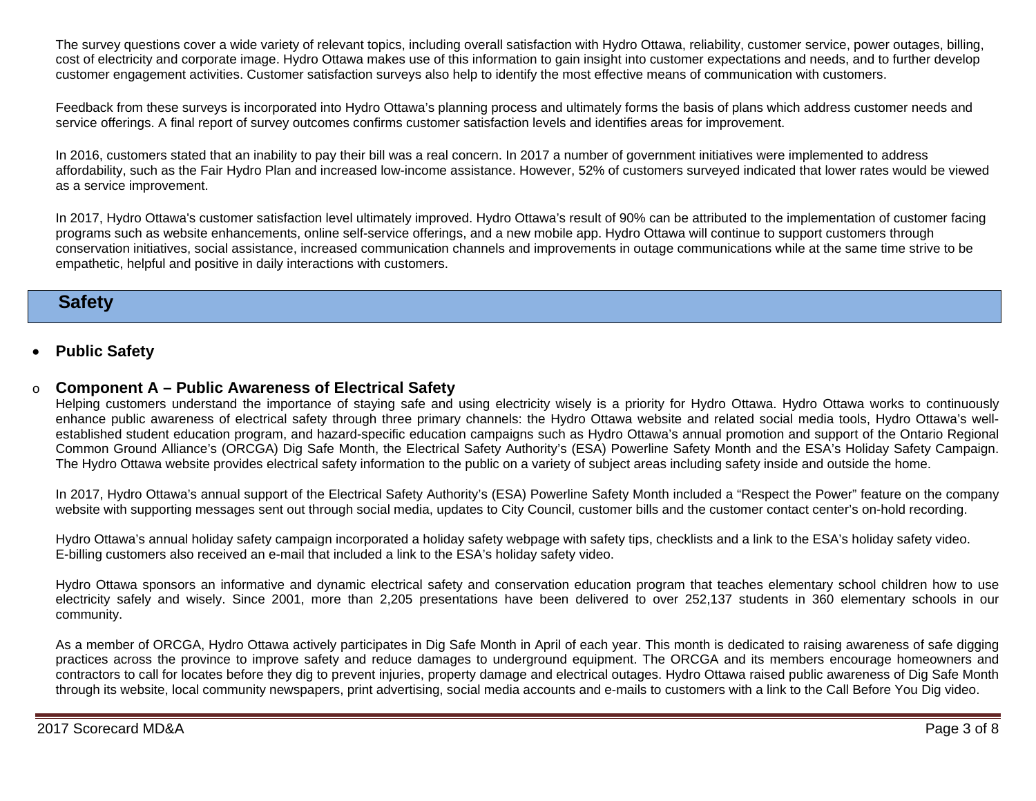The survey questions cover a wide variety of relevant topics, including overall satisfaction with Hydro Ottawa, reliability, customer service, power outages, billing, cost of electricity and corporate image. Hydro Ottawa makes use of this information to gain insight into customer expectations and needs, and to further develop customer engagement activities. Customer satisfaction surveys also help to identify the most effective means of communication with customers.

Feedback from these surveys is incorporated into Hydro Ottawa's planning process and ultimately forms the basis of plans which address customer needs and service offerings. A final report of survey outcomes confirms customer satisfaction levels and identifies areas for improvement.

In 2016, customers stated that an inability to pay their bill was a real concern. In 2017 a number of government initiatives were implemented to address affordability, such as the Fair Hydro Plan and increased low-income assistance. However, 52% of customers surveyed indicated that lower rates would be viewed as a service improvement.

In 2017, Hydro Ottawa's customer satisfaction level ultimately improved. Hydro Ottawa's result of 90% can be attributed to the implementation of customer facing programs such as website enhancements, online self-service offerings, and a new mobile app. Hydro Ottawa will continue to support customers through conservation initiatives, social assistance, increased communication channels and improvements in outage communications while at the same time strive to be empathetic, helpful and positive in daily interactions with customers.

## Safety

- **Public Safety**

  - **Component A – Public Awareness of Electrical Safety**

Helping customers understand the importance of staying safe and using electricity wisely is a priority for Hydro Ottawa. Hydro Ottawa works to continuously enhance public awareness of electrical safety through three primary channels: the Hydro Ottawa website and related social media tools, Hydro Ottawa's well-established student education program, and hazard-specific education campaigns such as Hydro Ottawa's annual promotion and support of the Ontario Regional Common Ground Alliance's (ORCGA) Dig Safe Month, the Electrical Safety Authority's (ESA) Powerline Safety Month and the ESA's Holiday Safety Campaign. The Hydro Ottawa website provides electrical safety information to the public on a variety of subject areas including safety inside and outside the home.

In 2017, Hydro Ottawa's annual support of the Electrical Safety Authority's (ESA) Powerline Safety Month included a "Respect the Power" feature on the company website with supporting messages sent out through social media, updates to City Council, customer bills and the customer contact center's on-hold recording.

Hydro Ottawa's annual holiday safety campaign incorporated a holiday safety webpage with safety tips, checklists and a link to the ESA's holiday safety video. E-billing customers also received an e-mail that included a link to the ESA's holiday safety video.

Hydro Ottawa sponsors an informative and dynamic electrical safety and conservation education program that teaches elementary school children how to use electricity safely and wisely. Since 2001, more than 2,205 presentations have been delivered to over 252,137 students in 360 elementary schools in our community.

As a member of ORCGA, Hydro Ottawa actively participates in Dig Safe Month in April of each year. This month is dedicated to raising awareness of safe digging practices across the province to improve safety and reduce damages to underground equipment. The ORCGA and its members encourage homeowners and contractors to call for locates before they dig to prevent injuries, property damage and electrical outages. Hydro Ottawa raised public awareness of Dig Safe Month through its website, local community newspapers, print advertising, social media accounts and e-mails to customers with a link to the Call Before You Dig video.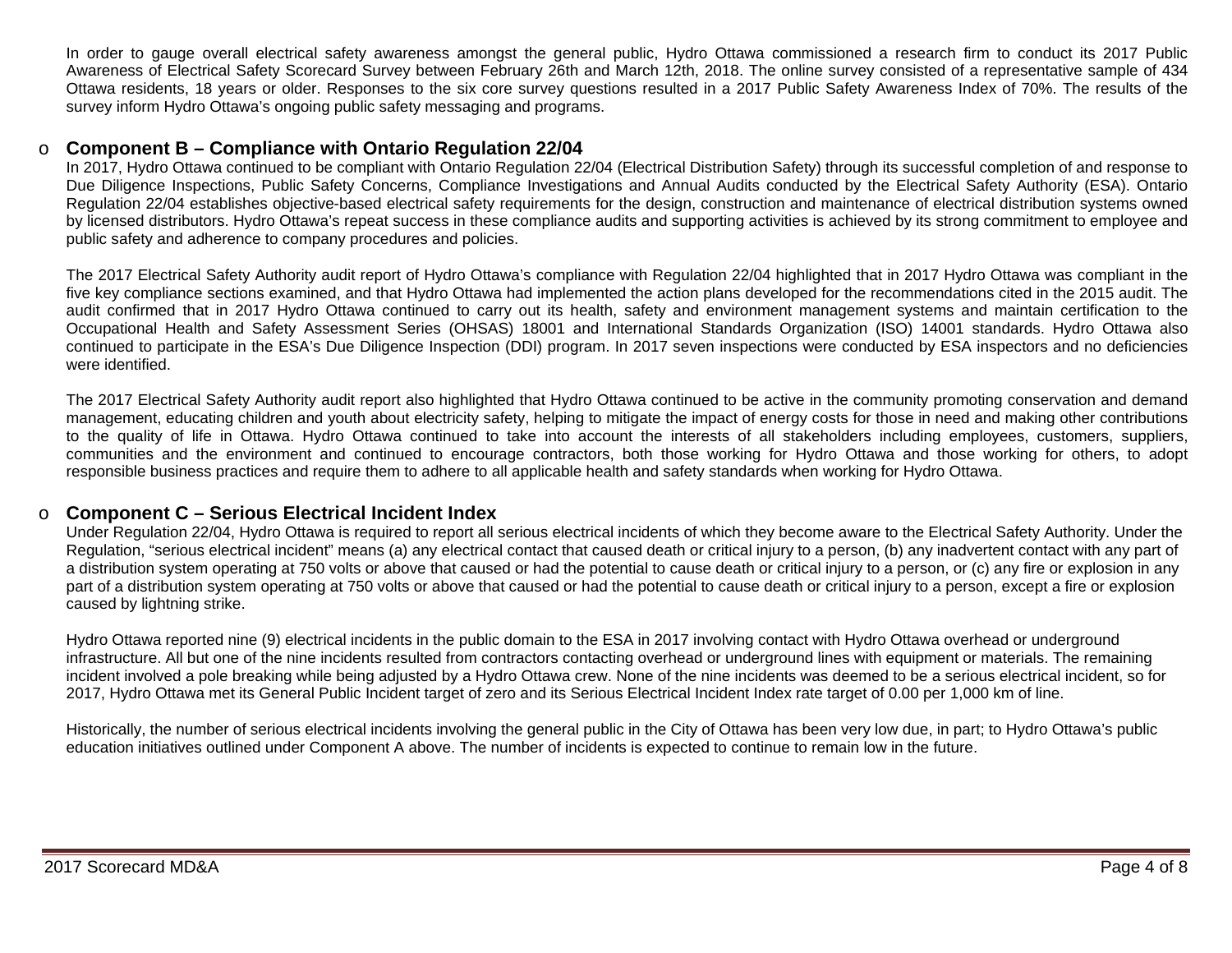In order to gauge overall electrical safety awareness amongst the general public, Hydro Ottawa commissioned a research firm to conduct its 2017 Public Awareness of Electrical Safety Scorecard Survey between February 26th and March 12th, 2018. The online survey consisted of a representative sample of 434 Ottawa residents, 18 years or older. Responses to the six core survey questions resulted in a 2017 Public Safety Awareness Index of 70%. The results of the survey inform Hydro Ottawa's ongoing public safety messaging and programs.

- **Component B – Compliance with Ontario Regulation 22/04**

  In 2017, Hydro Ottawa continued to be compliant with Ontario Regulation 22/04 (Electrical Distribution Safety) through its successful completion of and response to Due Diligence Inspections, Public Safety Concerns, Compliance Investigations and Annual Audits conducted by the Electrical Safety Authority (ESA). Ontario Regulation 22/04 establishes objective-based electrical safety requirements for the design, construction and maintenance of electrical distribution systems owned by licensed distributors. Hydro Ottawa's repeat success in these compliance audits and supporting activities is achieved by its strong commitment to employee and public safety and adherence to company procedures and policies.

  The 2017 Electrical Safety Authority audit report of Hydro Ottawa's compliance with Regulation 22/04 highlighted that in 2017 Hydro Ottawa was compliant in the five key compliance sections examined, and that Hydro Ottawa had implemented the action plans developed for the recommendations cited in the 2015 audit. The audit confirmed that in 2017 Hydro Ottawa continued to carry out its health, safety and environment management systems and maintain certification to the Occupational Health and Safety Assessment Series (OHSAS) 18001 and International Standards Organization (ISO) 14001 standards. Hydro Ottawa also continued to participate in the ESA's Due Diligence Inspection (DDI) program. In 2017 seven inspections were conducted by ESA inspectors and no deficiencies were identified.

  The 2017 Electrical Safety Authority audit report also highlighted that Hydro Ottawa continued to be active in the community promoting conservation and demand management, educating children and youth about electricity safety, helping to mitigate the impact of energy costs for those in need and making other contributions to the quality of life in Ottawa. Hydro Ottawa continued to take into account the interests of all stakeholders including employees, customers, suppliers, communities and the environment and continued to encourage contractors, both those working for Hydro Ottawa and those working for others, to adopt responsible business practices and require them to adhere to all applicable health and safety standards when working for Hydro Ottawa.

- **Component C – Serious Electrical Incident Index**

  Under Regulation 22/04, Hydro Ottawa is required to report all serious electrical incidents of which they become aware to the Electrical Safety Authority. Under the Regulation, "serious electrical incident" means (a) any electrical contact that caused death or critical injury to a person, (b) any inadvertent contact with any part of a distribution system operating at 750 volts or above that caused or had the potential to cause death or critical injury to a person, or (c) any fire or explosion in any part of a distribution system operating at 750 volts or above that caused or had the potential to cause death or critical injury to a person, except a fire or explosion caused by lightning strike.

  Hydro Ottawa reported nine (9) electrical incidents in the public domain to the ESA in 2017 involving contact with Hydro Ottawa overhead or underground infrastructure. All but one of the nine incidents resulted from contractors contacting overhead or underground lines with equipment or materials. The remaining incident involved a pole breaking while being adjusted by a Hydro Ottawa crew. None of the nine incidents was deemed to be a serious electrical incident, so for 2017, Hydro Ottawa met its General Public Incident target of zero and its Serious Electrical Incident Index rate target of 0.00 per 1,000 km of line.

  Historically, the number of serious electrical incidents involving the general public in the City of Ottawa has been very low due, in part; to Hydro Ottawa's public education initiatives outlined under Component A above. The number of incidents is expected to continue to remain low in the future.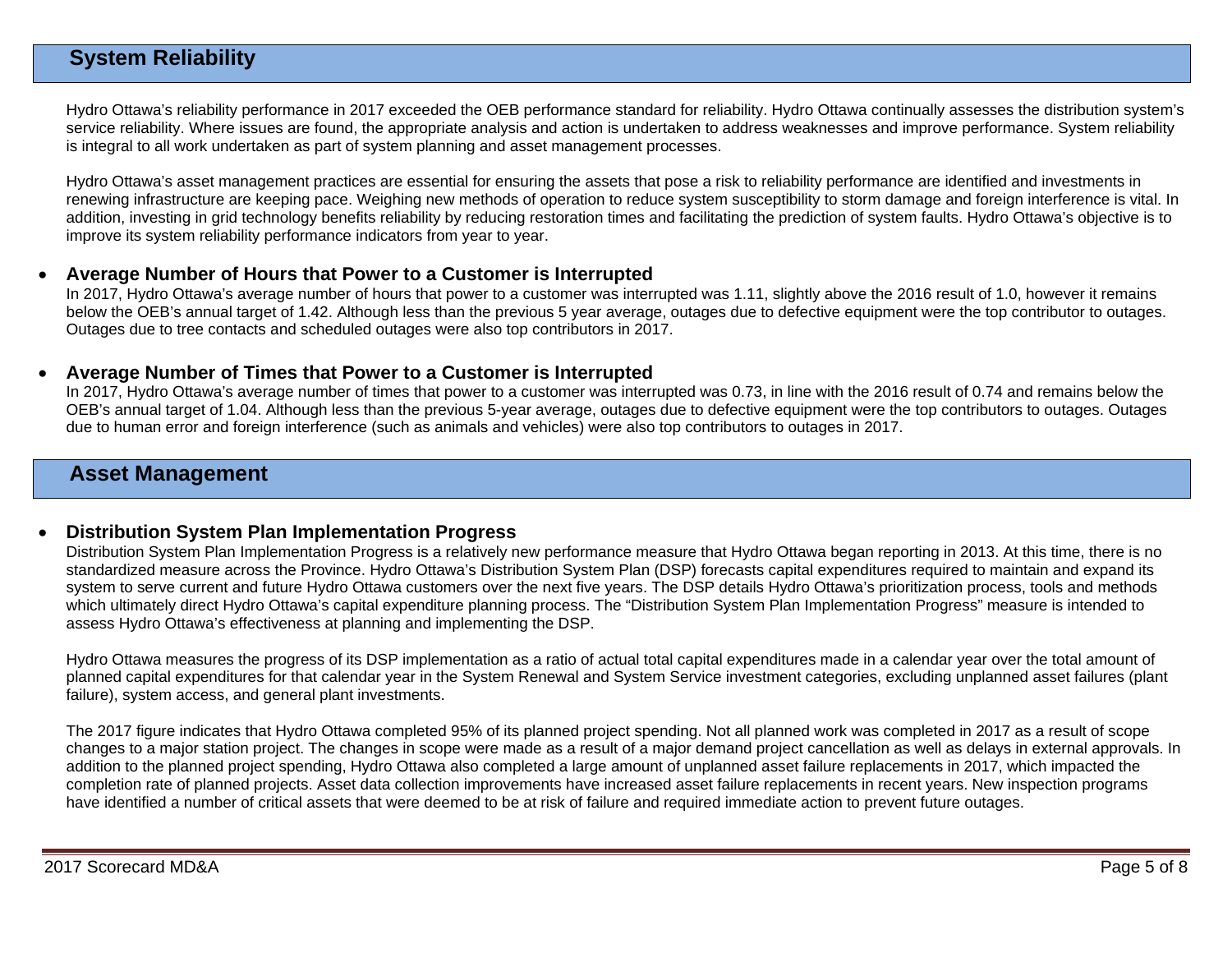## System Reliability

Hydro Ottawa's reliability performance in 2017 exceeded the OEB performance standard for reliability. Hydro Ottawa continually assesses the distribution system's service reliability. Where issues are found, the appropriate analysis and action is undertaken to address weaknesses and improve performance. System reliability is integral to all work undertaken as part of system planning and asset management processes.

Hydro Ottawa's asset management practices are essential for ensuring the assets that pose a risk to reliability performance are identified and investments in renewing infrastructure are keeping pace. Weighing new methods of operation to reduce system susceptibility to storm damage and foreign interference is vital. In addition, investing in grid technology benefits reliability by reducing restoration times and facilitating the prediction of system faults. Hydro Ottawa's objective is to improve its system reliability performance indicators from year to year.

- **Average Number of Hours that Power to a Customer is Interrupted**
  In 2017, Hydro Ottawa's average number of hours that power to a customer was interrupted was 1.11, slightly above the 2016 result of 1.0, however it remains below the OEB's annual target of 1.42. Although less than the previous 5 year average, outages due to defective equipment were the top contributor to outages. Outages due to tree contacts and scheduled outages were also top contributors in 2017.

- **Average Number of Times that Power to a Customer is Interrupted**
  In 2017, Hydro Ottawa's average number of times that power to a customer was interrupted was 0.73, in line with the 2016 result of 0.74 and remains below the OEB's annual target of 1.04. Although less than the previous 5-year average, outages due to defective equipment were the top contributors to outages. Outages due to human error and foreign interference (such as animals and vehicles) were also top contributors to outages in 2017.

## Asset Management

- **Distribution System Plan Implementation Progress**
  Distribution System Plan Implementation Progress is a relatively new performance measure that Hydro Ottawa began reporting in 2013. At this time, there is no standardized measure across the Province. Hydro Ottawa's Distribution System Plan (DSP) forecasts capital expenditures required to maintain and expand its system to serve current and future Hydro Ottawa customers over the next five years. The DSP details Hydro Ottawa's prioritization process, tools and methods which ultimately direct Hydro Ottawa's capital expenditure planning process. The "Distribution System Plan Implementation Progress" measure is intended to assess Hydro Ottawa's effectiveness at planning and implementing the DSP.

  Hydro Ottawa measures the progress of its DSP implementation as a ratio of actual total capital expenditures made in a calendar year over the total amount of planned capital expenditures for that calendar year in the System Renewal and System Service investment categories, excluding unplanned asset failures (plant failure), system access, and general plant investments.

  The 2017 figure indicates that Hydro Ottawa completed 95% of its planned project spending. Not all planned work was completed in 2017 as a result of scope changes to a major station project. The changes in scope were made as a result of a major demand project cancellation as well as delays in external approvals. In addition to the planned project spending, Hydro Ottawa also completed a large amount of unplanned asset failure replacements in 2017, which impacted the completion rate of planned projects. Asset data collection improvements have increased asset failure replacements in recent years. New inspection programs have identified a number of critical assets that were deemed to be at risk of failure and required immediate action to prevent future outages.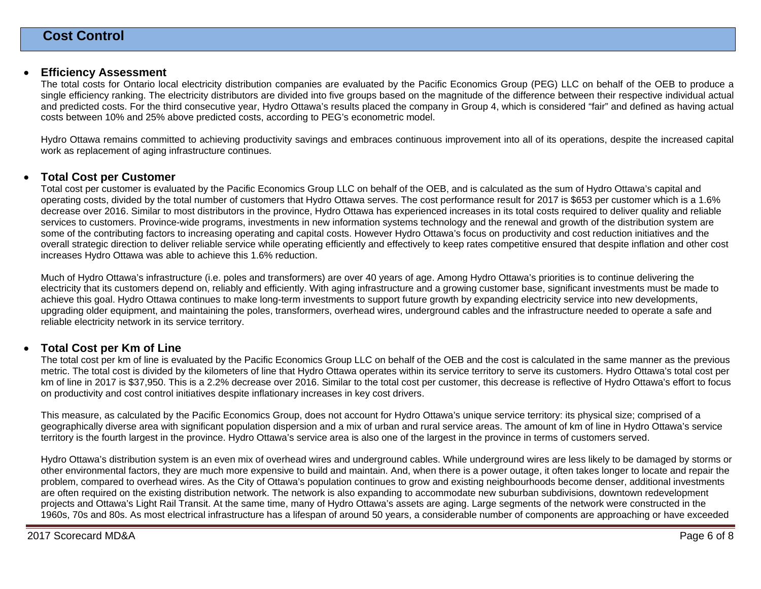## Cost Control

- ### Efficiency Assessment

  The total costs for Ontario local electricity distribution companies are evaluated by the Pacific Economics Group (PEG) LLC on behalf of the OEB to produce a single efficiency ranking. The electricity distributors are divided into five groups based on the magnitude of the difference between their respective individual actual and predicted costs. For the third consecutive year, Hydro Ottawa's results placed the company in Group 4, which is considered "fair" and defined as having actual costs between 10% and 25% above predicted costs, according to PEG's econometric model.

  Hydro Ottawa remains committed to achieving productivity savings and embraces continuous improvement into all of its operations, despite the increased capital work as replacement of aging infrastructure continues.

- ### Total Cost per Customer

  Total cost per customer is evaluated by the Pacific Economics Group LLC on behalf of the OEB, and is calculated as the sum of Hydro Ottawa's capital and operating costs, divided by the total number of customers that Hydro Ottawa serves. The cost performance result for 2017 is $653 per customer which is a 1.6% decrease over 2016. Similar to most distributors in the province, Hydro Ottawa has experienced increases in its total costs required to deliver quality and reliable services to customers. Province-wide programs, investments in new information systems technology and the renewal and growth of the distribution system are some of the contributing factors to increasing operating and capital costs. However Hydro Ottawa's focus on productivity and cost reduction initiatives and the overall strategic direction to deliver reliable service while operating efficiently and effectively to keep rates competitive ensured that despite inflation and other cost increases Hydro Ottawa was able to achieve this 1.6% reduction.

  Much of Hydro Ottawa's infrastructure (i.e. poles and transformers) are over 40 years of age. Among Hydro Ottawa's priorities is to continue delivering the electricity that its customers depend on, reliably and efficiently. With aging infrastructure and a growing customer base, significant investments must be made to achieve this goal. Hydro Ottawa continues to make long-term investments to support future growth by expanding electricity service into new developments, upgrading older equipment, and maintaining the poles, transformers, overhead wires, underground cables and the infrastructure needed to operate a safe and reliable electricity network in its service territory.

- ### Total Cost per Km of Line

  The total cost per km of line is evaluated by the Pacific Economics Group LLC on behalf of the OEB and the cost is calculated in the same manner as the previous metric. The total cost is divided by the kilometers of line that Hydro Ottawa operates within its service territory to serve its customers. Hydro Ottawa's total cost per km of line in 2017 is $37,950. This is a 2.2% decrease over 2016. Similar to the total cost per customer, this decrease is reflective of Hydro Ottawa's effort to focus on productivity and cost control initiatives despite inflationary increases in key cost drivers.

  This measure, as calculated by the Pacific Economics Group, does not account for Hydro Ottawa's unique service territory: its physical size; comprised of a geographically diverse area with significant population dispersion and a mix of urban and rural service areas. The amount of km of line in Hydro Ottawa's service territory is the fourth largest in the province. Hydro Ottawa's service area is also one of the largest in the province in terms of customers served.

  Hydro Ottawa's distribution system is an even mix of overhead wires and underground cables. While underground wires are less likely to be damaged by storms or other environmental factors, they are much more expensive to build and maintain. And, when there is a power outage, it often takes longer to locate and repair the problem, compared to overhead wires. As the City of Ottawa's population continues to grow and existing neighbourhoods become denser, additional investments are often required on the existing distribution network. The network is also expanding to accommodate new suburban subdivisions, downtown redevelopment projects and Ottawa's Light Rail Transit. At the same time, many of Hydro Ottawa's assets are aging. Large segments of the network were constructed in the 1960s, 70s and 80s. As most electrical infrastructure has a lifespan of around 50 years, a considerable number of components are approaching or have exceeded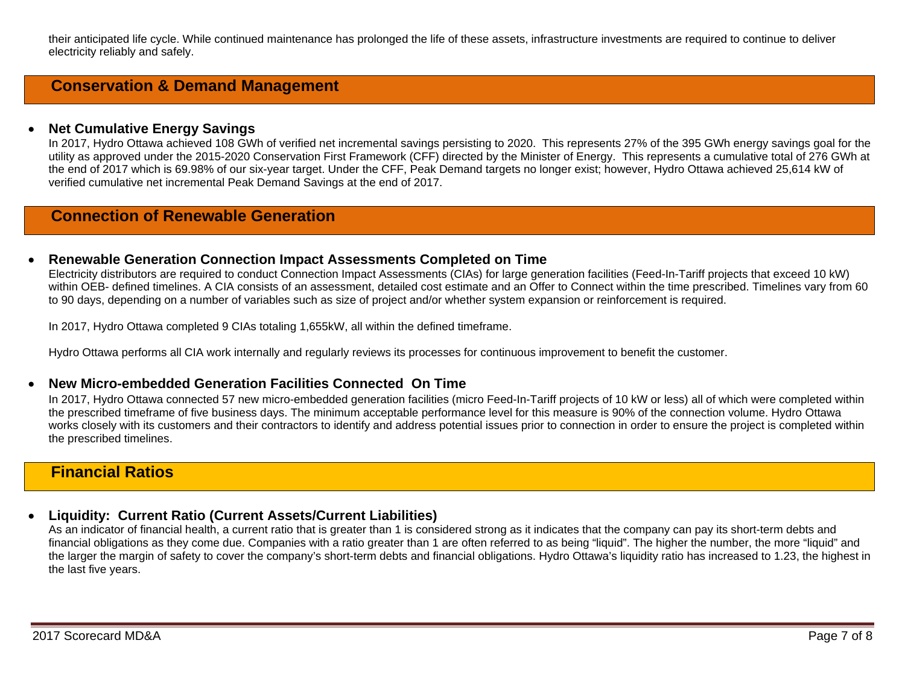their anticipated life cycle. While continued maintenance has prolonged the life of these assets, infrastructure investments are required to continue to deliver electricity reliably and safely.

## Conservation & Demand Management

- **Net Cumulative Energy Savings**

  In 2017, Hydro Ottawa achieved 108 GWh of verified net incremental savings persisting to 2020. This represents 27% of the 395 GWh energy savings goal for the utility as approved under the 2015-2020 Conservation First Framework (CFF) directed by the Minister of Energy. This represents a cumulative total of 276 GWh at the end of 2017 which is 69.98% of our six-year target. Under the CFF, Peak Demand targets no longer exist; however, Hydro Ottawa achieved 25,614 kW of verified cumulative net incremental Peak Demand Savings at the end of 2017.

## Connection of Renewable Generation

- **Renewable Generation Connection Impact Assessments Completed on Time**

  Electricity distributors are required to conduct Connection Impact Assessments (CIAs) for large generation facilities (Feed-In-Tariff projects that exceed 10 kW) within OEB- defined timelines. A CIA consists of an assessment, detailed cost estimate and an Offer to Connect within the time prescribed. Timelines vary from 60 to 90 days, depending on a number of variables such as size of project and/or whether system expansion or reinforcement is required.

  In 2017, Hydro Ottawa completed 9 CIAs totaling 1,655kW, all within the defined timeframe.

  Hydro Ottawa performs all CIA work internally and regularly reviews its processes for continuous improvement to benefit the customer.

- **New Micro-embedded Generation Facilities Connected On Time**

  In 2017, Hydro Ottawa connected 57 new micro-embedded generation facilities (micro Feed-In-Tariff projects of 10 kW or less) all of which were completed within the prescribed timeframe of five business days. The minimum acceptable performance level for this measure is 90% of the connection volume. Hydro Ottawa works closely with its customers and their contractors to identify and address potential issues prior to connection in order to ensure the project is completed within the prescribed timelines.

## Financial Ratios

- **Liquidity: Current Ratio (Current Assets/Current Liabilities)**

  As an indicator of financial health, a current ratio that is greater than 1 is considered strong as it indicates that the company can pay its short-term debts and financial obligations as they come due. Companies with a ratio greater than 1 are often referred to as being "liquid". The higher the number, the more "liquid" and the larger the margin of safety to cover the company's short-term debts and financial obligations. Hydro Ottawa's liquidity ratio has increased to 1.23, the highest in the last five years.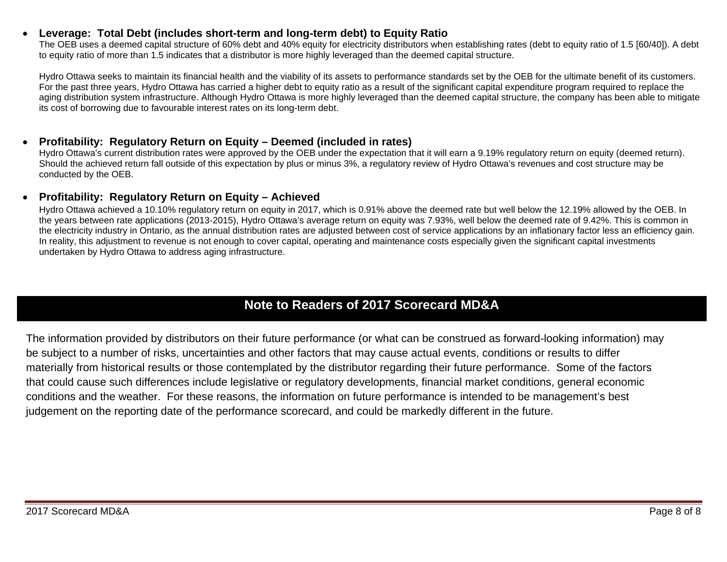- **Leverage: Total Debt (includes short-term and long-term debt) to Equity Ratio**

  The OEB uses a deemed capital structure of 60% debt and 40% equity for electricity distributors when establishing rates (debt to equity ratio of 1.5 [60/40]). A debt to equity ratio of more than 1.5 indicates that a distributor is more highly leveraged than the deemed capital structure.

  Hydro Ottawa seeks to maintain its financial health and the viability of its assets to performance standards set by the OEB for the ultimate benefit of its customers. For the past three years, Hydro Ottawa has carried a higher debt to equity ratio as a result of the significant capital expenditure program required to replace the aging distribution system infrastructure. Although Hydro Ottawa is more highly leveraged than the deemed capital structure, the company has been able to mitigate its cost of borrowing due to favourable interest rates on its long-term debt.

- **Profitability: Regulatory Return on Equity – Deemed (included in rates)**

  Hydro Ottawa's current distribution rates were approved by the OEB under the expectation that it will earn a 9.19% regulatory return on equity (deemed return). Should the achieved return fall outside of this expectation by plus or minus 3%, a regulatory review of Hydro Ottawa's revenues and cost structure may be conducted by the OEB.

- **Profitability: Regulatory Return on Equity – Achieved**

  Hydro Ottawa achieved a 10.10% regulatory return on equity in 2017, which is 0.91% above the deemed rate but well below the 12.19% allowed by the OEB. In the years between rate applications (2013-2015), Hydro Ottawa's average return on equity was 7.93%, well below the deemed rate of 9.42%. This is common in the electricity industry in Ontario, as the annual distribution rates are adjusted between cost of service applications by an inflationary factor less an efficiency gain. In reality, this adjustment to revenue is not enough to cover capital, operating and maintenance costs especially given the significant capital investments undertaken by Hydro Ottawa to address aging infrastructure.

## Note to Readers of 2017 Scorecard MD&A

The information provided by distributors on their future performance (or what can be construed as forward-looking information) may be subject to a number of risks, uncertainties and other factors that may cause actual events, conditions or results to differ materially from historical results or those contemplated by the distributor regarding their future performance. Some of the factors that could cause such differences include legislative or regulatory developments, financial market conditions, general economic conditions and the weather. For these reasons, the information on future performance is intended to be management's best judgement on the reporting date of the performance scorecard, and could be markedly different in the future.